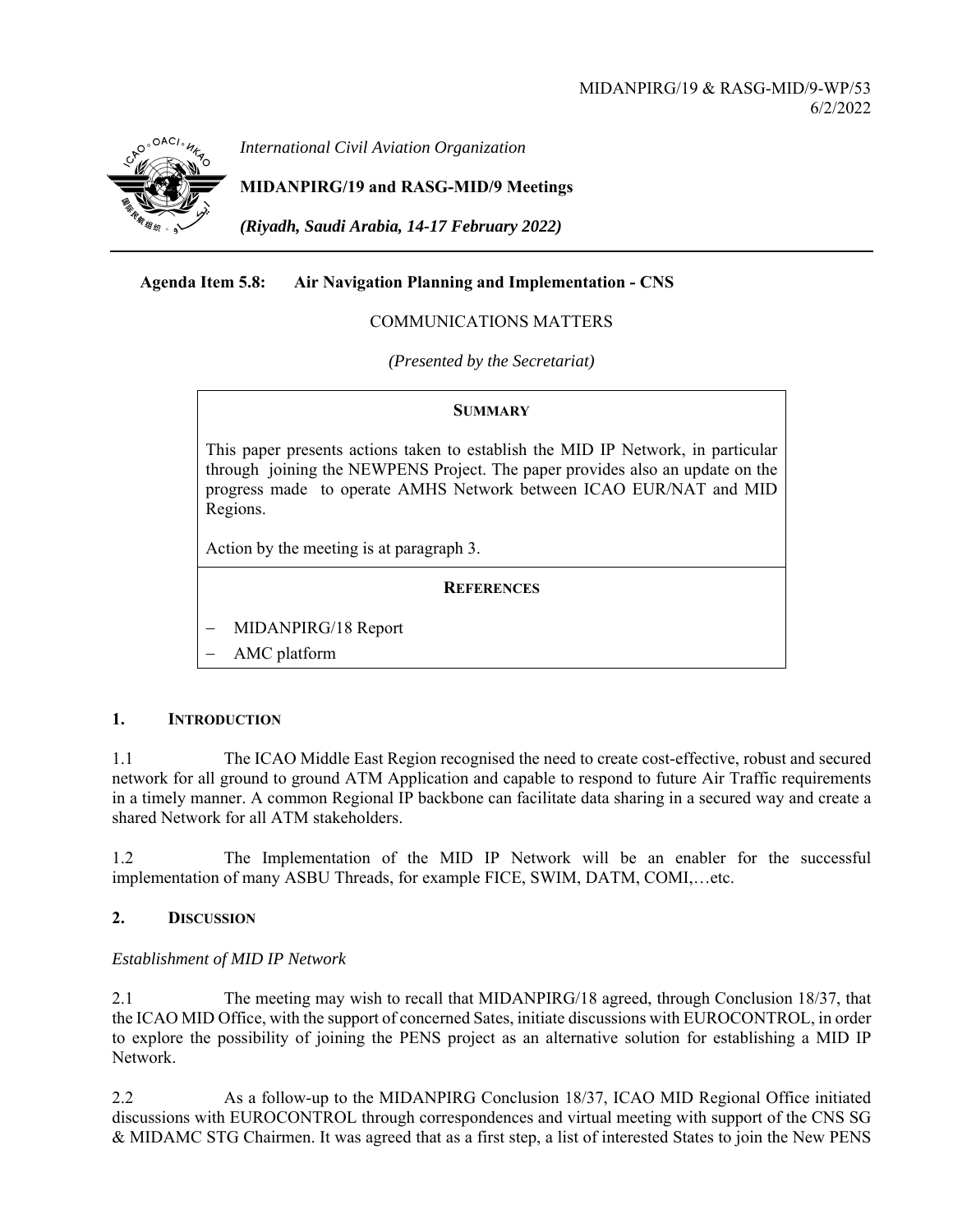MIDANPIRG/19 & RASG-MID/9-WP/53
6/2/2022

*International Civil Aviation Organization*

**MIDANPIRG/19 and RASG-MID/9 Meetings**

***(Riyadh, Saudi Arabia, 14-17 February 2022)***

**Agenda Item 5.8: Air Navigation Planning and Implementation - CNS**

COMMUNICATIONS MATTERS

*(Presented by the Secretariat)*

| **SUMMARY** |
|---|
| This paper presents actions taken to establish the MID IP Network, in particular through joining the NEWPENS Project. The paper provides also an update on the progress made to operate AMHS Network between ICAO EUR/NAT and MID Regions.<br><br>Action by the meeting is at paragraph 3. |
| **REFERENCES** |
| − MIDANPIRG/18 Report<br>− AMC platform |

## 1. INTRODUCTION

1.1 The ICAO Middle East Region recognised the need to create cost-effective, robust and secured network for all ground to ground ATM Application and capable to respond to future Air Traffic requirements in a timely manner. A common Regional IP backbone can facilitate data sharing in a secured way and create a shared Network for all ATM stakeholders.

1.2 The Implementation of the MID IP Network will be an enabler for the successful implementation of many ASBU Threads, for example FICE, SWIM, DATM, COMI,…etc.

## 2. DISCUSSION

*Establishment of MID IP Network*

2.1 The meeting may wish to recall that MIDANPIRG/18 agreed, through Conclusion 18/37, that the ICAO MID Office, with the support of concerned Sates, initiate discussions with EUROCONTROL, in order to explore the possibility of joining the PENS project as an alternative solution for establishing a MID IP Network.

2.2 As a follow-up to the MIDANPIRG Conclusion 18/37, ICAO MID Regional Office initiated discussions with EUROCONTROL through correspondences and virtual meeting with support of the CNS SG & MIDAMC STG Chairmen. It was agreed that as a first step, a list of interested States to join the New PENS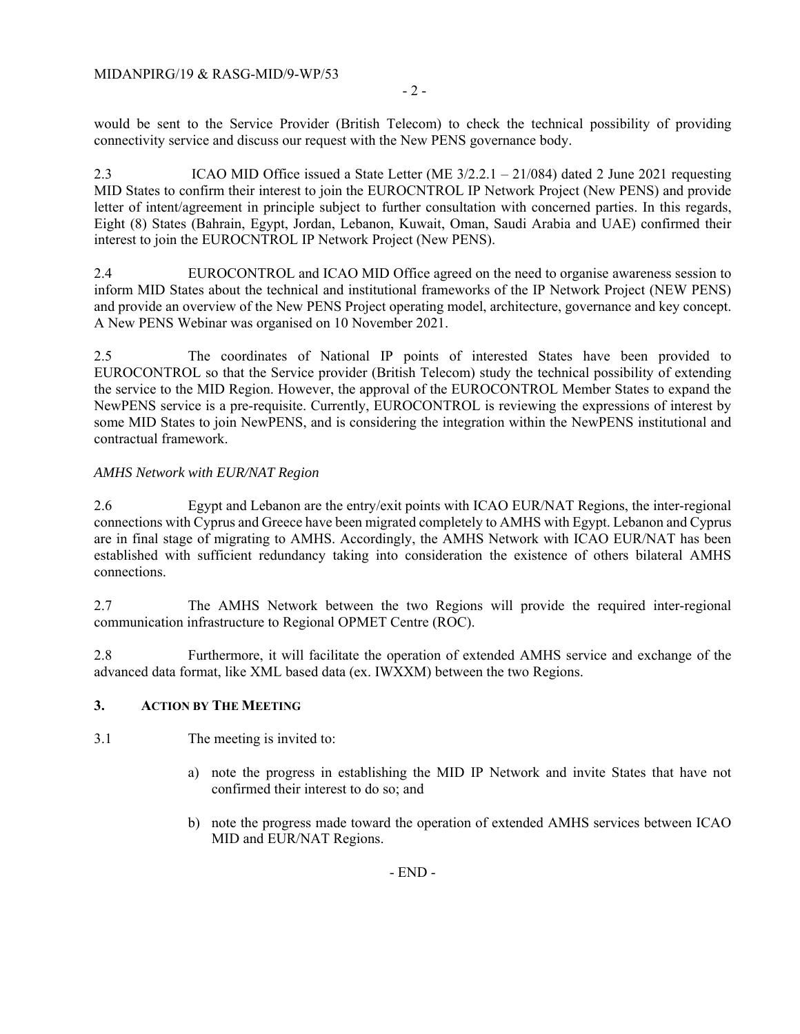would be sent to the Service Provider (British Telecom) to check the technical possibility of providing connectivity service and discuss our request with the New PENS governance body.

2.3 ICAO MID Office issued a State Letter (ME 3/2.2.1 – 21/084) dated 2 June 2021 requesting MID States to confirm their interest to join the EUROCNTROL IP Network Project (New PENS) and provide letter of intent/agreement in principle subject to further consultation with concerned parties. In this regards, Eight (8) States (Bahrain, Egypt, Jordan, Lebanon, Kuwait, Oman, Saudi Arabia and UAE) confirmed their interest to join the EUROCNTROL IP Network Project (New PENS).

2.4 EUROCONTROL and ICAO MID Office agreed on the need to organise awareness session to inform MID States about the technical and institutional frameworks of the IP Network Project (NEW PENS) and provide an overview of the New PENS Project operating model, architecture, governance and key concept. A New PENS Webinar was organised on 10 November 2021.

2.5 The coordinates of National IP points of interested States have been provided to EUROCONTROL so that the Service provider (British Telecom) study the technical possibility of extending the service to the MID Region. However, the approval of the EUROCONTROL Member States to expand the NewPENS service is a pre-requisite. Currently, EUROCONTROL is reviewing the expressions of interest by some MID States to join NewPENS, and is considering the integration within the NewPENS institutional and contractual framework.

*AMHS Network with EUR/NAT Region*

2.6 Egypt and Lebanon are the entry/exit points with ICAO EUR/NAT Regions, the inter-regional connections with Cyprus and Greece have been migrated completely to AMHS with Egypt. Lebanon and Cyprus are in final stage of migrating to AMHS. Accordingly, the AMHS Network with ICAO EUR/NAT has been established with sufficient redundancy taking into consideration the existence of others bilateral AMHS connections.

2.7 The AMHS Network between the two Regions will provide the required inter-regional communication infrastructure to Regional OPMET Centre (ROC).

2.8 Furthermore, it will facilitate the operation of extended AMHS service and exchange of the advanced data format, like XML based data (ex. IWXXM) between the two Regions.

## 3. ACTION BY THE MEETING

3.1 The meeting is invited to:

a) note the progress in establishing the MID IP Network and invite States that have not confirmed their interest to do so; and

b) note the progress made toward the operation of extended AMHS services between ICAO MID and EUR/NAT Regions.

- END -